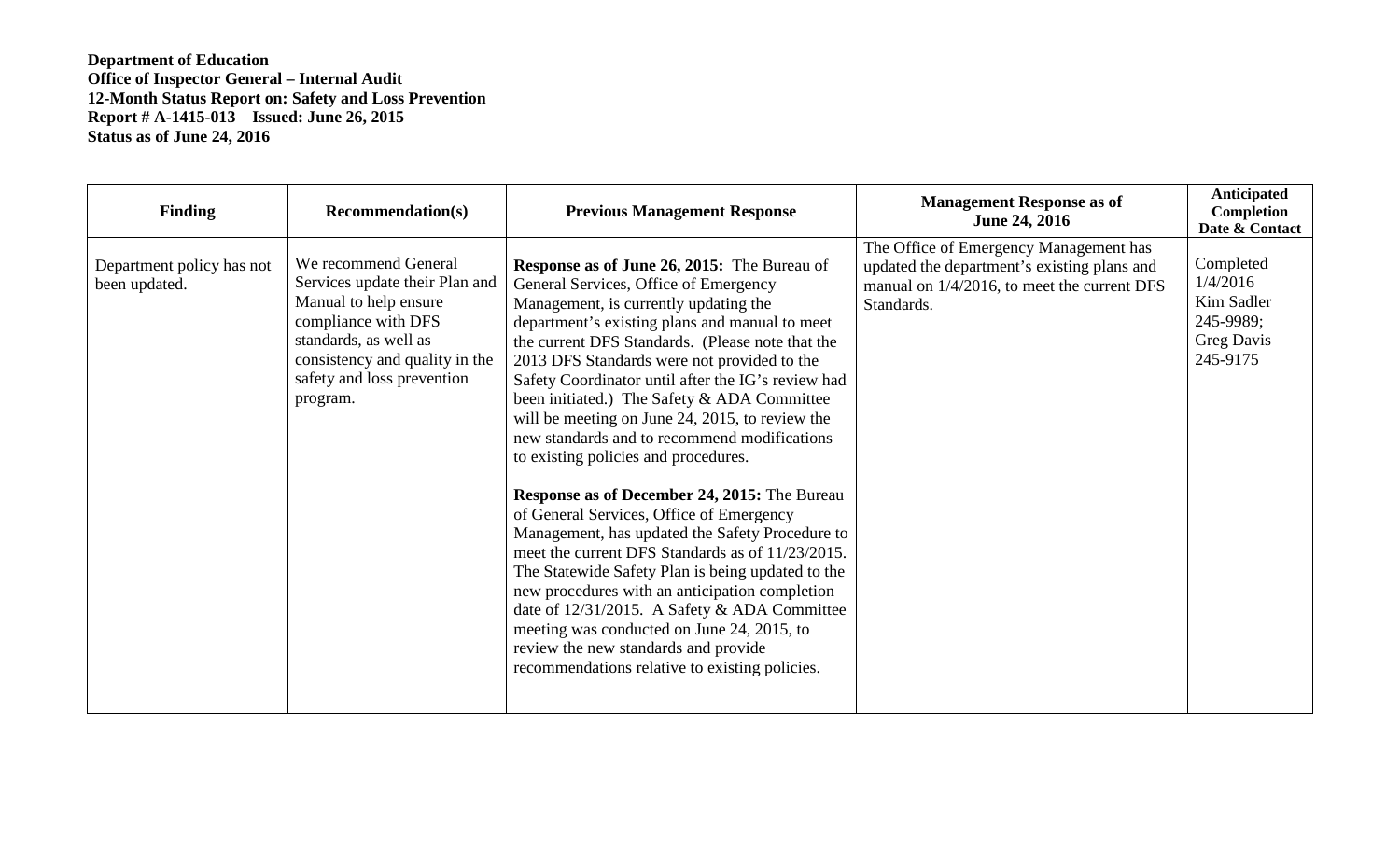**Department of Education**
**Office of Inspector General – Internal Audit**
**12-Month Status Report on: Safety and Loss Prevention**
**Report # A-1415-013 Issued: June 26, 2015**
**Status as of June 24, 2016**

| Finding | Recommendation(s) | Previous Management Response | Management Response as of June 24, 2016 | Anticipated Completion Date & Contact |
|---|---|---|---|---|
| Department policy has not been updated. | We recommend General Services update their Plan and Manual to help ensure compliance with DFS standards, as well as consistency and quality in the safety and loss prevention program. | **Response as of June 26, 2015:** The Bureau of General Services, Office of Emergency Management, is currently updating the department's existing plans and manual to meet the current DFS Standards. (Please note that the 2013 DFS Standards were not provided to the Safety Coordinator until after the IG's review had been initiated.) The Safety & ADA Committee will be meeting on June 24, 2015, to review the new standards and to recommend modifications to existing policies and procedures.<br><br>**Response as of December 24, 2015:** The Bureau of General Services, Office of Emergency Management, has updated the Safety Procedure to meet the current DFS Standards as of 11/23/2015. The Statewide Safety Plan is being updated to the new procedures with an anticipation completion date of 12/31/2015. A Safety & ADA Committee meeting was conducted on June 24, 2015, to review the new standards and provide recommendations relative to existing policies. | The Office of Emergency Management has updated the department's existing plans and manual on 1/4/2016, to meet the current DFS Standards. | Completed 1/4/2016 Kim Sadler 245-9989; Greg Davis 245-9175 |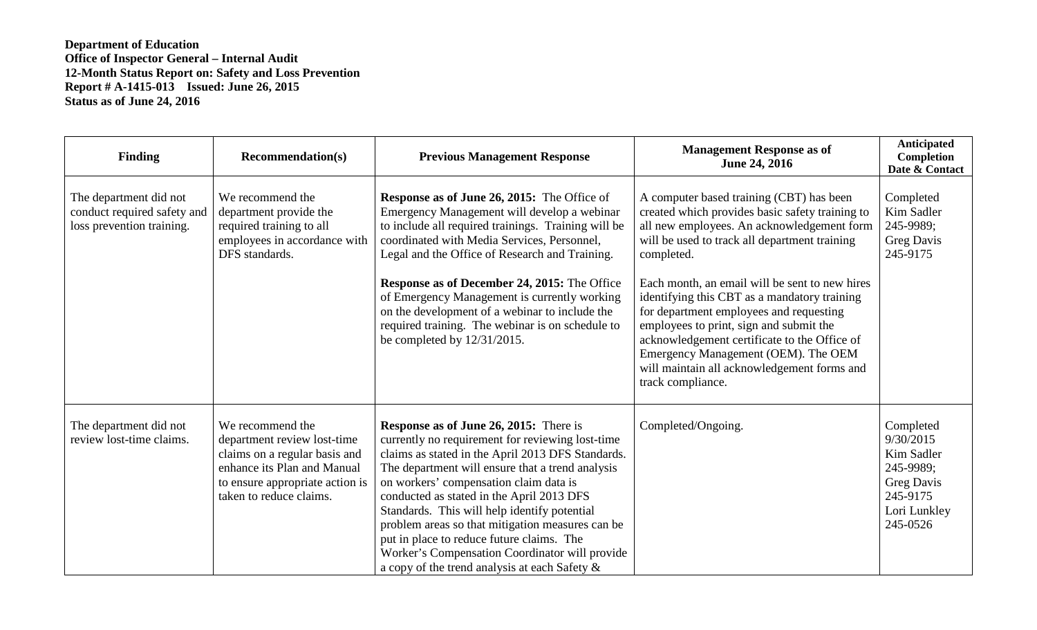**Department of Education**
**Office of Inspector General – Internal Audit**
**12-Month Status Report on: Safety and Loss Prevention**
**Report # A-1415-013 Issued: June 26, 2015**
**Status as of June 24, 2016**

| Finding | Recommendation(s) | Previous Management Response | Management Response as of June 24, 2016 | Anticipated Completion Date & Contact |
|---|---|---|---|---|
| The department did not conduct required safety and loss prevention training. | We recommend the department provide the required training to all employees in accordance with DFS standards. | **Response as of June 26, 2015:** The Office of Emergency Management will develop a webinar to include all required trainings. Training will be coordinated with Media Services, Personnel, Legal and the Office of Research and Training.<br><br>**Response as of December 24, 2015:** The Office of Emergency Management is currently working on the development of a webinar to include the required training. The webinar is on schedule to be completed by 12/31/2015. | A computer based training (CBT) has been created which provides basic safety training to all new employees. An acknowledgement form will be used to track all department training completed.<br><br>Each month, an email will be sent to new hires identifying this CBT as a mandatory training for department employees and requesting employees to print, sign and submit the acknowledgement certificate to the Office of Emergency Management (OEM). The OEM will maintain all acknowledgement forms and track compliance. | Completed<br>Kim Sadler 245-9989;<br>Greg Davis 245-9175 |
| The department did not review lost-time claims. | We recommend the department review lost-time claims on a regular basis and enhance its Plan and Manual to ensure appropriate action is taken to reduce claims. | **Response as of June 26, 2015:** There is currently no requirement for reviewing lost-time claims as stated in the April 2013 DFS Standards. The department will ensure that a trend analysis on workers' compensation claim data is conducted as stated in the April 2013 DFS Standards. This will help identify potential problem areas so that mitigation measures can be put in place to reduce future claims. The Worker's Compensation Coordinator will provide a copy of the trend analysis at each Safety & | Completed/Ongoing. | Completed 9/30/2015<br>Kim Sadler 245-9989;<br>Greg Davis 245-9175<br>Lori Lunkley 245-0526 |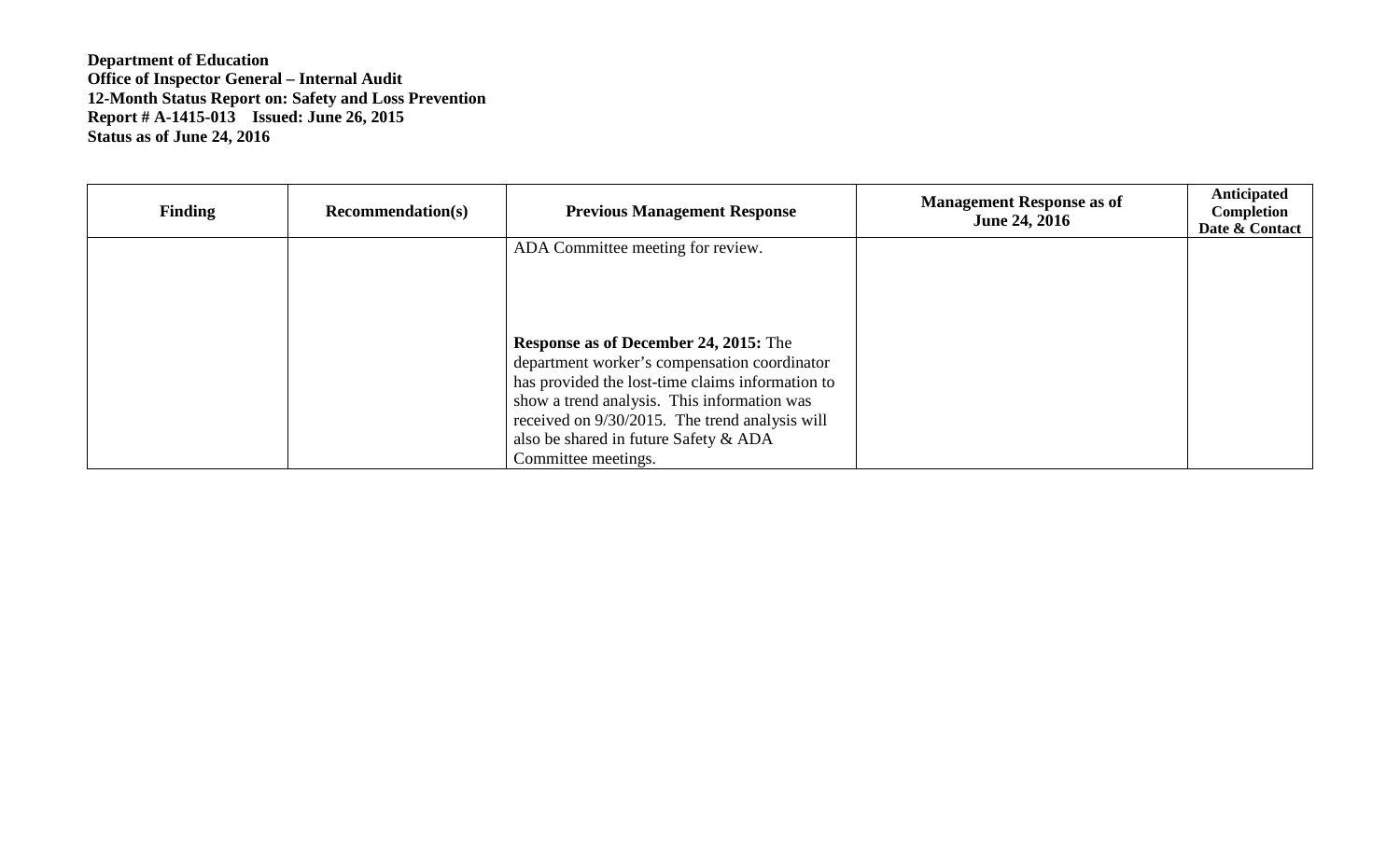**Department of Education**
**Office of Inspector General – Internal Audit**
**12-Month Status Report on: Safety and Loss Prevention**
**Report # A-1415-013 Issued: June 26, 2015**
**Status as of June 24, 2016**

| Finding | Recommendation(s) | Previous Management Response | Management Response as of June 24, 2016 | Anticipated Completion Date & Contact |
|---|---|---|---|---|
| | | ADA Committee meeting for review.<br><br>**Response as of December 24, 2015:** The department worker's compensation coordinator has provided the lost-time claims information to show a trend analysis. This information was received on 9/30/2015. The trend analysis will also be shared in future Safety & ADA Committee meetings. | | |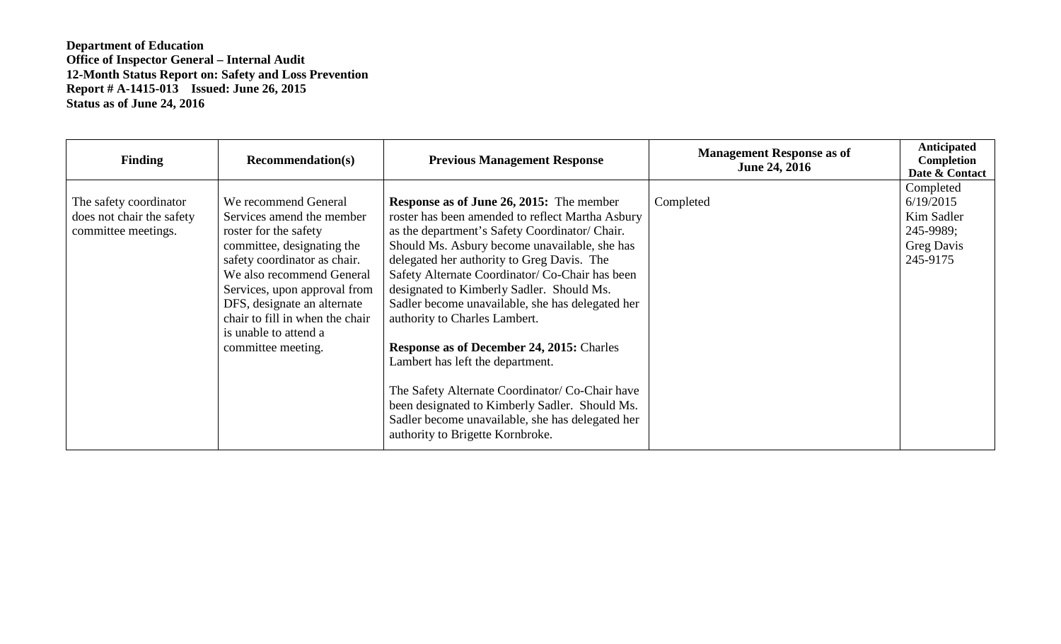**Department of Education**
**Office of Inspector General – Internal Audit**
**12-Month Status Report on: Safety and Loss Prevention**
**Report # A-1415-013 Issued: June 26, 2015**
**Status as of June 24, 2016**

| Finding | Recommendation(s) | Previous Management Response | Management Response as of June 24, 2016 | Anticipated Completion Date & Contact |
|---|---|---|---|---|
| The safety coordinator does not chair the safety committee meetings. | We recommend General Services amend the member roster for the safety committee, designating the safety coordinator as chair. We also recommend General Services, upon approval from DFS, designate an alternate chair to fill in when the chair is unable to attend a committee meeting. | **Response as of June 26, 2015:** The member roster has been amended to reflect Martha Asbury as the department's Safety Coordinator/ Chair. Should Ms. Asbury become unavailable, she has delegated her authority to Greg Davis. The Safety Alternate Coordinator/ Co-Chair has been designated to Kimberly Sadler. Should Ms. Sadler become unavailable, she has delegated her authority to Charles Lambert.<br><br>**Response as of December 24, 2015:** Charles Lambert has left the department.<br><br>The Safety Alternate Coordinator/ Co-Chair have been designated to Kimberly Sadler. Should Ms. Sadler become unavailable, she has delegated her authority to Brigette Kornbroke. | Completed | Completed 6/19/2015 Kim Sadler 245-9989; Greg Davis 245-9175 |